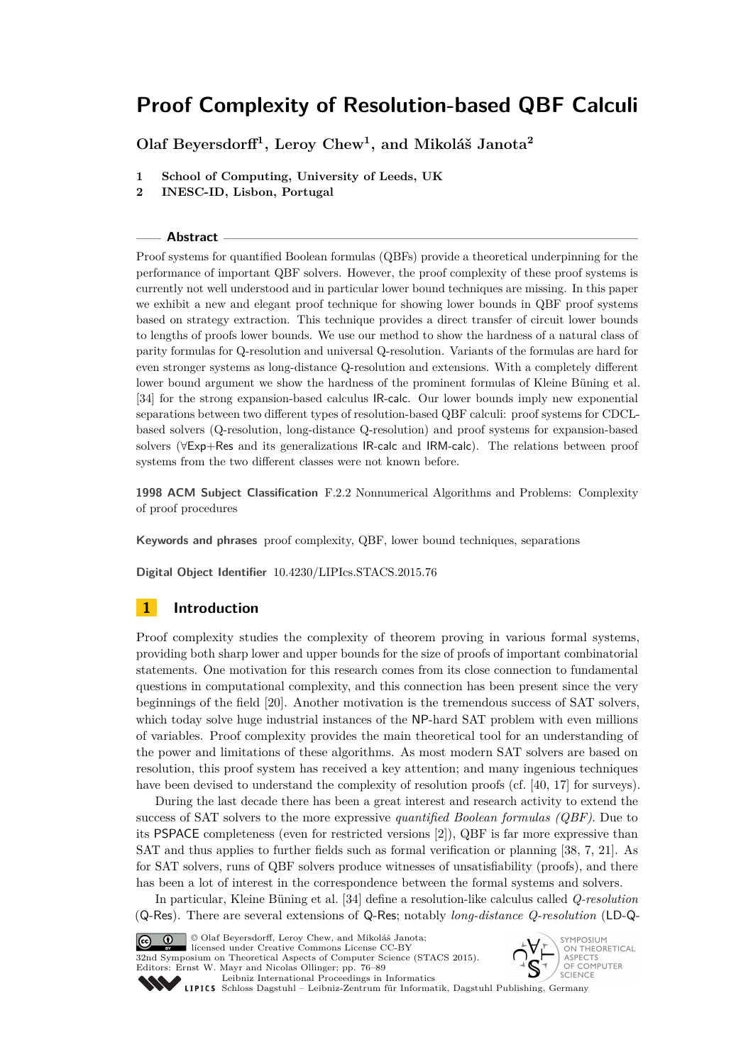# Proof Complexity of Resolution-based QBF Calculi

**Olaf Beyersdorff[1], Leroy Chew[1], and Mikoláš Janota[2]**

1 **School of Computing, University of Leeds, UK**
2 **INESC-ID, Lisbon, Portugal**

## Abstract

Proof systems for quantified Boolean formulas (QBFs) provide a theoretical underpinning for the performance of important QBF solvers. However, the proof complexity of these proof systems is currently not well understood and in particular lower bound techniques are missing. In this paper we exhibit a new and elegant proof technique for showing lower bounds in QBF proof systems based on strategy extraction. This technique provides a direct transfer of circuit lower bounds to lengths of proofs lower bounds. We use our method to show the hardness of a natural class of parity formulas for Q-resolution and universal Q-resolution. Variants of the formulas are hard for even stronger systems as long-distance Q-resolution and extensions. With a completely different lower bound argument we show the hardness of the prominent formulas of Kleine Büning et al. [34] for the strong expansion-based calculus IR-calc. Our lower bounds imply new exponential separations between two different types of resolution-based QBF calculi: proof systems for CDCL-based solvers (Q-resolution, long-distance Q-resolution) and proof systems for expansion-based solvers (∀Exp+Res and its generalizations IR-calc and IRM-calc). The relations between proof systems from the two different classes were not known before.

**1998 ACM Subject Classification** F.2.2 Nonnumerical Algorithms and Problems: Complexity of proof procedures

**Keywords and phrases** proof complexity, QBF, lower bound techniques, separations

**Digital Object Identifier** 10.4230/LIPIcs.STACS.2015.76

## 1 Introduction

Proof complexity studies the complexity of theorem proving in various formal systems, providing both sharp lower and upper bounds for the size of proofs of important combinatorial statements. One motivation for this research comes from its close connection to fundamental questions in computational complexity, and this connection has been present since the very beginnings of the field [20]. Another motivation is the tremendous success of SAT solvers, which today solve huge industrial instances of the NP-hard SAT problem with even millions of variables. Proof complexity provides the main theoretical tool for an understanding of the power and limitations of these algorithms. As most modern SAT solvers are based on resolution, this proof system has received a key attention; and many ingenious techniques have been devised to understand the complexity of resolution proofs (cf. [40, 17] for surveys).

During the last decade there has been a great interest and research activity to extend the success of SAT solvers to the more expressive *quantified Boolean formulas (QBF)*. Due to its PSPACE completeness (even for restricted versions [2]), QBF is far more expressive than SAT and thus applies to further fields such as formal verification or planning [38, 7, 21]. As for SAT solvers, runs of QBF solvers produce witnesses of unsatisfiability (proofs), and there has been a lot of interest in the correspondence between the formal systems and solvers.

In particular, Kleine Büning et al. [34] define a resolution-like calculus called *Q-resolution* (Q-Res). There are several extensions of Q-Res; notably *long-distance Q-resolution* (LD-Q-

© Olaf Beyersdorff, Leroy Chew, and Mikoláš Janota;
licensed under Creative Commons License CC-BY
32nd Symposium on Theoretical Aspects of Computer Science (STACS 2015).
Editors: Ernst W. Mayr and Nicolas Ollinger; pp. 76–89
Leibniz International Proceedings in Informatics
Schloss Dagstuhl – Leibniz-Zentrum für Informatik, Dagstuhl Publishing, Germany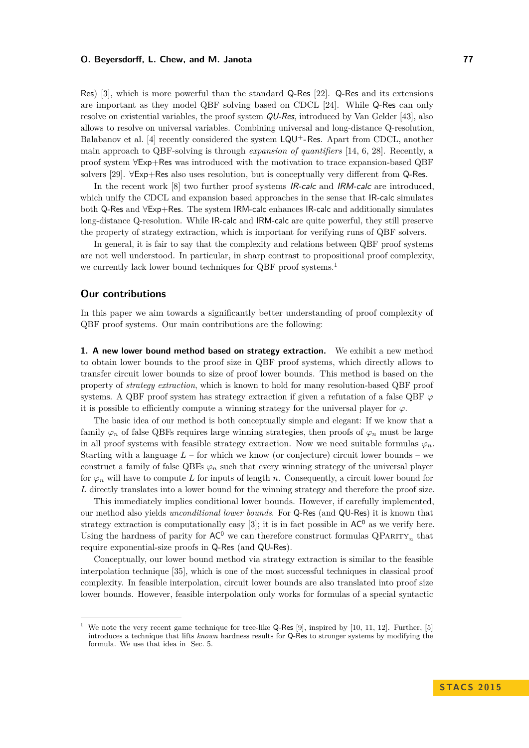Res) [3], which is more powerful than the standard Q-Res [22]. Q-Res and its extensions are important as they model QBF solving based on CDCL [24]. While Q-Res can only resolve on existential variables, the proof system *QU-Res*, introduced by Van Gelder [43], also allows to resolve on universal variables. Combining universal and long-distance Q-resolution, Balabanov et al. [4] recently considered the system $\mathsf{LQU}^+$-Res. Apart from CDCL, another main approach to QBF-solving is through *expansion of quantifiers* [14, 6, 28]. Recently, a proof system ∀Exp+Res was introduced with the motivation to trace expansion-based QBF solvers [29]. ∀Exp+Res also uses resolution, but is conceptually very different from Q-Res.

In the recent work [8] two further proof systems *IR-calc* and *IRM-calc* are introduced, which unify the CDCL and expansion based approaches in the sense that IR-calc simulates both Q-Res and ∀Exp+Res. The system IRM-calc enhances IR-calc and additionally simulates long-distance Q-resolution. While IR-calc and IRM-calc are quite powerful, they still preserve the property of strategy extraction, which is important for verifying runs of QBF solvers.

In general, it is fair to say that the complexity and relations between QBF proof systems are not well understood. In particular, in sharp contrast to propositional proof complexity, we currently lack lower bound techniques for QBF proof systems.[1]

## Our contributions

In this paper we aim towards a significantly better understanding of proof complexity of QBF proof systems. Our main contributions are the following:

**1. A new lower bound method based on strategy extraction.** We exhibit a new method to obtain lower bounds to the proof size in QBF proof systems, which directly allows to transfer circuit lower bounds to size of proof lower bounds. This method is based on the property of *strategy extraction*, which is known to hold for many resolution-based QBF proof systems. A QBF proof system has strategy extraction if given a refutation of a false QBF $\varphi$ it is possible to efficiently compute a winning strategy for the universal player for $\varphi$.

The basic idea of our method is both conceptually simple and elegant: If we know that a family $\varphi_n$ of false QBFs requires large winning strategies, then proofs of $\varphi_n$ must be large in all proof systems with feasible strategy extraction. Now we need suitable formulas $\varphi_n$. Starting with a language $L$ – for which we know (or conjecture) circuit lower bounds – we construct a family of false QBFs $\varphi_n$ such that every winning strategy of the universal player for $\varphi_n$ will have to compute $L$ for inputs of length $n$. Consequently, a circuit lower bound for $L$ directly translates into a lower bound for the winning strategy and therefore the proof size.

This immediately implies conditional lower bounds. However, if carefully implemented, our method also yields *unconditional lower bounds*. For Q-Res (and QU-Res) it is known that strategy extraction is computationally easy [3]; it is in fact possible in $\mathsf{AC}^0$ as we verify here. Using the hardness of parity for $\mathsf{AC}^0$ we can therefore construct formulas $\mathrm{QP{\small ARITY}}_n$ that require exponential-size proofs in Q-Res (and QU-Res).

Conceptually, our lower bound method via strategy extraction is similar to the feasible interpolation technique [35], which is one of the most successful techniques in classical proof complexity. In feasible interpolation, circuit lower bounds are also translated into proof size lower bounds. However, feasible interpolation only works for formulas of a special syntactic

---

[1] We note the very recent game technique for tree-like Q-Res [9], inspired by [10, 11, 12]. Further, [5] introduces a technique that lifts *known* hardness results for Q-Res to stronger systems by modifying the formula. We use that idea in Sec. 5.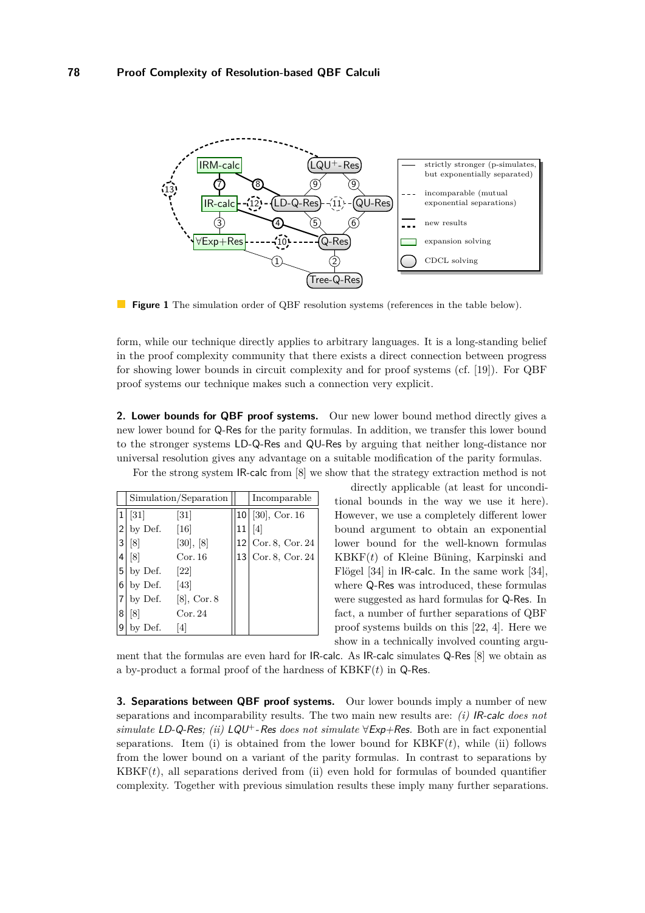**Figure 1** The simulation order of QBF resolution systems (references in the table below).

form, while our technique directly applies to arbitrary languages. It is a long-standing belief in the proof complexity community that there exists a direct connection between progress for showing lower bounds in circuit complexity and for proof systems (cf. [19]). For QBF proof systems our technique makes such a connection very explicit.

**2. Lower bounds for QBF proof systems.** Our new lower bound method directly gives a new lower bound for Q-Res for the parity formulas. In addition, we transfer this lower bound to the stronger systems LD-Q-Res and QU-Res by arguing that neither long-distance nor universal resolution gives any advantage on a suitable modification of the parity formulas.

For the strong system IR-calc from [8] we show that the strategy extraction method is not directly applicable (at least for unconditional bounds in the way we use it here). However, we use a completely different lower bound argument to obtain an exponential lower bound for the well-known formulas KBKF($t$) of Kleine Büning, Karpinski and Flögel [34] in IR-calc. In the same work [34], where Q-Res was introduced, these formulas were suggested as hard formulas for Q-Res. In fact, a number of further separations of QBF proof systems builds on this [22, 4]. Here we show in a technically involved counting argument that the formulas are even hard for IR-calc. As IR-calc simulates Q-Res [8] we obtain as a by-product a formal proof of the hardness of KBKF($t$) in Q-Res.

| | Simulation/Separation | | | Incomparable |
|---|---|---|---|---|
| 1 | [31] | [31] | 10 | [30], Cor. 16 |
| 2 | by Def. | [16] | 11 | [4] |
| 3 | [8] | [30], [8] | 12 | Cor. 8, Cor. 24 |
| 4 | [8] | Cor. 16 | 13 | Cor. 8, Cor. 24 |
| 5 | by Def. | [22] | | |
| 6 | by Def. | [43] | | |
| 7 | by Def. | [8], Cor. 8 | | |
| 8 | [8] | Cor. 24 | | |
| 9 | by Def. | [4] | | |

**3. Separations between QBF proof systems.** Our lower bounds imply a number of new separations and incomparability results. The two main new results are: *(i) IR-calc does not simulate LD-Q-Res; (ii) LQU$^+$-Res does not simulate $\forall$Exp+Res.* Both are in fact exponential separations. Item (i) is obtained from the lower bound for KBKF($t$), while (ii) follows from the lower bound on a variant of the parity formulas. In contrast to separations by KBKF($t$), all separations derived from (ii) even hold for formulas of bounded quantifier complexity. Together with previous simulation results these imply many further separations.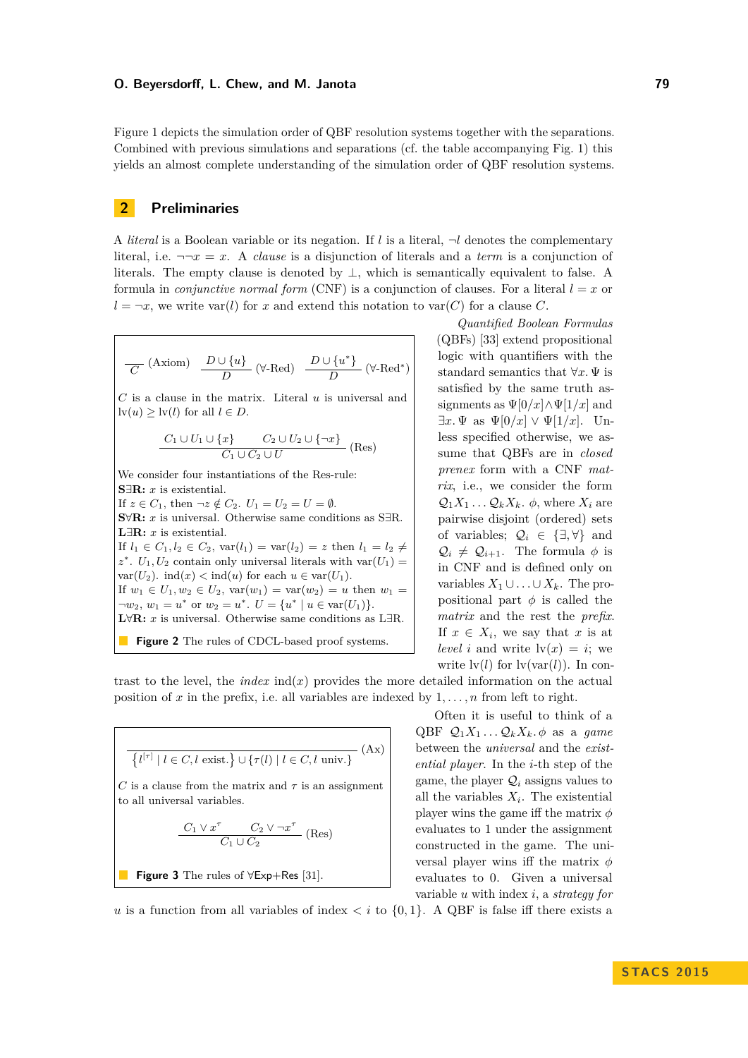Figure 1 depicts the simulation order of QBF resolution systems together with the separations. Combined with previous simulations and separations (cf. the table accompanying Fig. 1) this yields an almost complete understanding of the simulation order of QBF resolution systems.

## 2 Preliminaries

A *literal* is a Boolean variable or its negation. If $l$ is a literal, $\neg l$ denotes the complementary literal, i.e. $\neg\neg x = x$. A *clause* is a disjunction of literals and a *term* is a conjunction of literals. The empty clause is denoted by $\bot$, which is semantically equivalent to false. A formula in *conjunctive normal form* (CNF) is a conjunction of clauses. For a literal $l = x$ or $l = \neg x$, we write $\mathrm{var}(l)$ for $x$ and extend this notation to $\mathrm{var}(C)$ for a clause $C$.

$$\frac{}{C}\ (\text{Axiom}) \qquad \frac{D \cup \{u\}}{D}\ (\forall\text{-Red}) \qquad \frac{D \cup \{u^*\}}{D}\ (\forall\text{-Red}^*)$$

$C$ is a clause in the matrix. Literal $u$ is universal and $\mathrm{lv}(u) \geq \mathrm{lv}(l)$ for all $l \in D$.

$$\frac{C_1 \cup U_1 \cup \{x\} \qquad C_2 \cup U_2 \cup \{\neg x\}}{C_1 \cup C_2 \cup U}\ (\text{Res})$$

We consider four instantiations of the Res-rule:

**S∃R:** $x$ is existential.
If $z \in C_1$, then $\neg z \notin C_2$. $U_1 = U_2 = U = \emptyset$.
**S∀R:** $x$ is universal. Otherwise same conditions as S∃R.
**L∃R:** $x$ is existential.
If $l_1 \in C_1, l_2 \in C_2$, $\mathrm{var}(l_1) = \mathrm{var}(l_2) = z$ then $l_1 = l_2 \neq z^*$. $U_1, U_2$ contain only universal literals with $\mathrm{var}(U_1) = \mathrm{var}(U_2)$. $\mathrm{ind}(x) < \mathrm{ind}(u)$ for each $u \in \mathrm{var}(U_1)$.
If $w_1 \in U_1, w_2 \in U_2$, $\mathrm{var}(w_1) = \mathrm{var}(w_2) = u$ then $w_1 = \neg w_2$, $w_1 = u^*$ or $w_2 = u^*$. $U = \{u^* \mid u \in \mathrm{var}(U_1)\}$.
**L∀R:** $x$ is universal. Otherwise same conditions as L∃R.

**Figure 2** The rules of CDCL-based proof systems.

*Quantified Boolean Formulas* (QBFs) [33] extend propositional logic with quantifiers with the standard semantics that $\forall x.\,\Psi$ is satisfied by the same truth assignments as $\Psi[0/x] \wedge \Psi[1/x]$ and $\exists x.\,\Psi$ as $\Psi[0/x] \vee \Psi[1/x]$. Unless specified otherwise, we assume that QBFs are in *closed prenex* form with a CNF *matrix*, i.e., we consider the form $\mathcal{Q}_1 X_1 \dots \mathcal{Q}_k X_k.\ \phi$, where $X_i$ are pairwise disjoint (ordered) sets of variables; $\mathcal{Q}_i \in \{\exists, \forall\}$ and $\mathcal{Q}_i \neq \mathcal{Q}_{i+1}$. The formula $\phi$ is in CNF and is defined only on variables $X_1 \cup \dots \cup X_k$. The propositional part $\phi$ is called the *matrix* and the rest the *prefix*. If $x \in X_i$, we say that $x$ is at *level* $i$ and write $\mathrm{lv}(x) = i$; we write $\mathrm{lv}(l)$ for $\mathrm{lv}(\mathrm{var}(l))$. In contrast to the level, the *index* $\mathrm{ind}(x)$ provides the more detailed information on the actual position of $x$ in the prefix, i.e. all variables are indexed by $1, \dots, n$ from left to right.

$$\frac{}{\left\{l^{[\tau]} \mid l \in C, l \text{ exist.}\right\} \cup \{\tau(l) \mid l \in C, l \text{ univ.}\}}\ (\text{Ax})$$

$C$ is a clause from the matrix and $\tau$ is an assignment to all universal variables.

$$\frac{C_1 \vee x^{\tau} \qquad C_2 \vee \neg x^{\tau}}{C_1 \cup C_2}\ (\text{Res})$$

**Figure 3** The rules of ∀Exp+Res [31].

Often it is useful to think of a QBF $\mathcal{Q}_1 X_1 \dots \mathcal{Q}_k X_k.\,\phi$ as a *game* between the *universal* and the *existential player*. In the $i$-th step of the game, the player $\mathcal{Q}_i$ assigns values to all the variables $X_i$. The existential player wins the game iff the matrix $\phi$ evaluates to 1 under the assignment constructed in the game. The universal player wins iff the matrix $\phi$ evaluates to 0. Given a universal variable $u$ with index $i$, a *strategy for* $u$ is a function from all variables of index $< i$ to $\{0, 1\}$. A QBF is false iff there exists a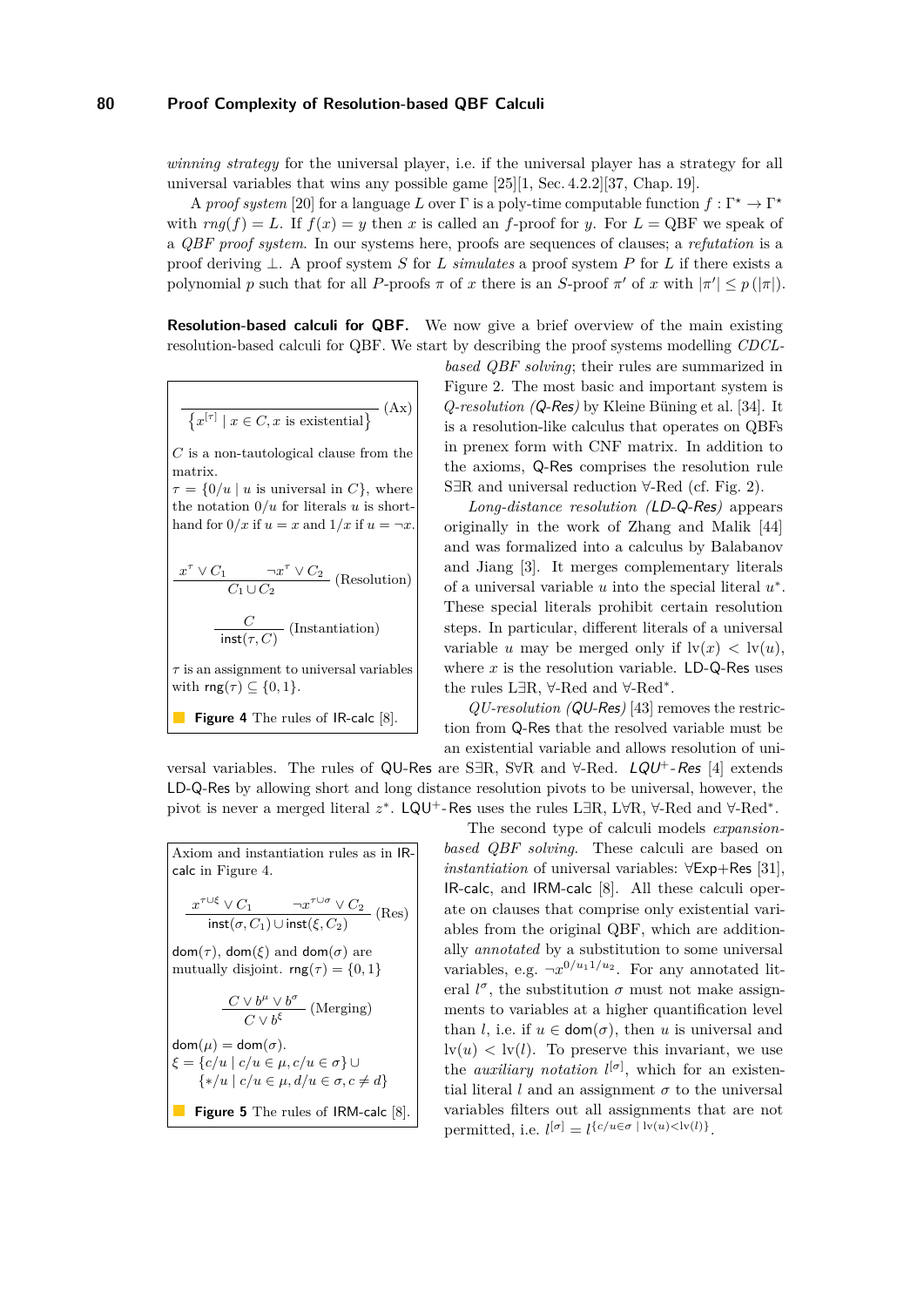*winning strategy* for the universal player, i.e. if the universal player has a strategy for all universal variables that wins any possible game [25][1, Sec. 4.2.2][37, Chap. 19].

A *proof system* [20] for a language $L$ over $\Gamma$ is a poly-time computable function $f : \Gamma^\star \to \Gamma^\star$ with $rng(f) = L$. If $f(x) = y$ then $x$ is called an $f$-proof for $y$. For $L = \text{QBF}$ we speak of a *QBF proof system*. In our systems here, proofs are sequences of clauses; a *refutation* is a proof deriving $\bot$. A proof system $S$ for $L$ *simulates* a proof system $P$ for $L$ if there exists a polynomial $p$ such that for all $P$-proofs $\pi$ of $x$ there is an $S$-proof $\pi'$ of $x$ with $|\pi'| \leq p(|\pi|)$.

**Resolution-based calculi for QBF.** We now give a brief overview of the main existing resolution-based calculi for QBF. We start by describing the proof systems modelling *CDCL-based QBF solving*; their rules are summarized in Figure 2. The most basic and important system is *Q-resolution (Q-Res)* by Kleine Büning et al. [34]. It is a resolution-like calculus that operates on QBFs in prenex form with CNF matrix. In addition to the axioms, Q-Res comprises the resolution rule S∃R and universal reduction ∀-Red (cf. Fig. 2).

*Long-distance resolution (LD-Q-Res)* appears originally in the work of Zhang and Malik [44] and was formalized into a calculus by Balabanov and Jiang [3]. It merges complementary literals of a universal variable $u$ into the special literal $u^*$. These special literals prohibit certain resolution steps. In particular, different literals of a universal variable $u$ may be merged only if $\text{lv}(x) < \text{lv}(u)$, where $x$ is the resolution variable. LD-Q-Res uses the rules L∃R, ∀-Red and ∀-Red$^*$.

*QU-resolution (QU-Res)* [43] removes the restriction from Q-Res that the resolved variable must be an existential variable and allows resolution of universal variables. The rules of QU-Res are S∃R, S∀R and ∀-Red. *LQU$^+$-Res* [4] extends LD-Q-Res by allowing short and long distance resolution pivots to be universal, however, the pivot is never a merged literal $z^*$. LQU$^+$-Res uses the rules L∃R, L∀R, ∀-Red and ∀-Red$^*$.

The second type of calculi models *expansion-based QBF solving*. These calculi are based on *instantiation* of universal variables: ∀Exp+Res [31], IR-calc, and IRM-calc [8]. All these calculi operate on clauses that comprise only existential variables from the original QBF, which are additionally *annotated* by a substitution to some universal variables, e.g. $\neg x^{0/u_1 1/u_2}$. For any annotated literal $l^\sigma$, the substitution $\sigma$ must not make assignments to variables at a higher quantification level than $l$, i.e. if $u \in \mathsf{dom}(\sigma)$, then $u$ is universal and $\text{lv}(u) < \text{lv}(l)$. To preserve this invariant, we use the *auxiliary notation* $l^{[\sigma]}$, which for an existential literal $l$ and an assignment $\sigma$ to the universal variables filters out all assignments that are not permitted, i.e. $l^{[\sigma]} = l^{\{c/u \in \sigma \mid \text{lv}(u) < \text{lv}(l)\}}$.

$$\frac{}{\left\{x^{[\tau]} \mid x \in C, x \text{ is existential}\right\}} \text{(Ax)}$$

$C$ is a non-tautological clause from the matrix.
$\tau = \{0/u \mid u \text{ is universal in } C\}$, where the notation $0/u$ for literals $u$ is shorthand for $0/x$ if $u = x$ and $1/x$ if $u = \neg x$.

$$\frac{x^\tau \vee C_1 \qquad \neg x^\tau \vee C_2}{C_1 \cup C_2} \text{(Resolution)}$$

$$\frac{C}{\mathsf{inst}(\tau, C)} \text{(Instantiation)}$$

$\tau$ is an assignment to universal variables with $\mathsf{rng}(\tau) \subseteq \{0, 1\}$.

**Figure 4** The rules of IR-calc [8].

Axiom and instantiation rules as in IR-calc in Figure 4.

$$\frac{x^{\tau \cup \xi} \vee C_1 \qquad \neg x^{\tau \cup \sigma} \vee C_2}{\mathsf{inst}(\sigma, C_1) \cup \mathsf{inst}(\xi, C_2)} \text{(Res)}$$

$\mathsf{dom}(\tau)$, $\mathsf{dom}(\xi)$ and $\mathsf{dom}(\sigma)$ are mutually disjoint. $\mathsf{rng}(\tau) = \{0, 1\}$

$$\frac{C \vee b^\mu \vee b^\sigma}{C \vee b^\xi} \text{(Merging)}$$

$\mathsf{dom}(\mu) = \mathsf{dom}(\sigma)$.
$\xi = \{c/u \mid c/u \in \mu, c/u \in \sigma\} \cup \{*/u \mid c/u \in \mu, d/u \in \sigma, c \neq d\}$

**Figure 5** The rules of IRM-calc [8].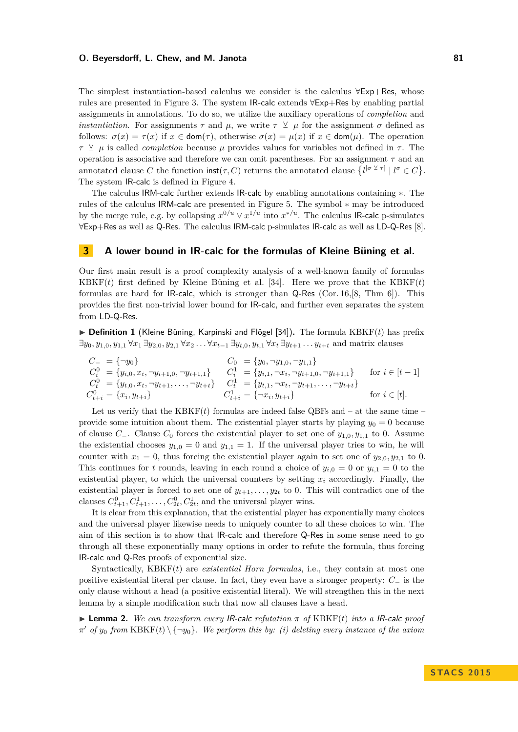The simplest instantiation-based calculus we consider is the calculus ∀Exp+Res, whose rules are presented in Figure 3. The system IR-calc extends ∀Exp+Res by enabling partial assignments in annotations. To do so, we utilize the auxiliary operations of *completion* and *instantiation*. For assignments $\tau$ and $\mu$, we write $\tau \veebar \mu$ for the assignment $\sigma$ defined as follows: $\sigma(x) = \tau(x)$ if $x \in \mathsf{dom}(\tau)$, otherwise $\sigma(x) = \mu(x)$ if $x \in \mathsf{dom}(\mu)$. The operation $\tau \veebar \mu$ is called *completion* because $\mu$ provides values for variables not defined in $\tau$. The operation is associative and therefore we can omit parentheses. For an assignment $\tau$ and an annotated clause $C$ the function $\mathsf{inst}(\tau, C)$ returns the annotated clause $\{l^{[\sigma \veebar \tau]} \mid l^{\sigma} \in C\}$. The system IR-calc is defined in Figure 4.

The calculus IRM-calc further extends IR-calc by enabling annotations containing $*$. The rules of the calculus IRM-calc are presented in Figure 5. The symbol $*$ may be introduced by the merge rule, e.g. by collapsing $x^{0/u} \vee x^{1/u}$ into $x^{*/u}$. The calculus IR-calc p-simulates ∀Exp+Res as well as Q-Res. The calculus IRM-calc p-simulates IR-calc as well as LD-Q-Res [8].

## 3 A lower bound in IR-calc for the formulas of Kleine Büning et al.

Our first main result is a proof complexity analysis of a well-known family of formulas KBKF($t$) first defined by Kleine Büning et al. [34]. Here we prove that the KBKF($t$) formulas are hard for IR-calc, which is stronger than Q-Res (Cor. 16,[8, Thm 6]). This provides the first non-trivial lower bound for IR-calc, and further even separates the system from LD-Q-Res.

▶ **Definition 1** (Kleine Büning, Karpinski and Flögel [34]). The formula KBKF($t$) has prefix $\exists y_0, y_{1,0}, y_{1,1} \forall x_1 \exists y_{2,0}, y_{2,1} \forall x_2 \ldots \forall x_{t-1} \exists y_{t,0}, y_{t,1} \forall x_t \exists y_{t+1} \ldots y_{t+t}$ and matrix clauses

$$
\begin{array}{llll}
C_- = \{\neg y_0\} & C_0 = \{y_0, \neg y_{1,0}, \neg y_{1,1}\} & & \\
C_i^0 = \{y_{i,0}, x_i, \neg y_{i+1,0}, \neg y_{i+1,1}\} & C_i^1 = \{y_{i,1}, \neg x_i, \neg y_{i+1,0}, \neg y_{i+1,1}\} & \text{for } i \in [t-1] \\
C_t^0 = \{y_{t,0}, x_t, \neg y_{t+1}, \ldots, \neg y_{t+t}\} & C_t^1 = \{y_{t,1}, \neg x_t, \neg y_{t+1}, \ldots, \neg y_{t+t}\} & \\
C_{t+i}^0 = \{x_i, y_{t+i}\} & C_{t+i}^1 = \{\neg x_i, y_{t+i}\} & \text{for } i \in [t].
\end{array}
$$

Let us verify that the KBKF($t$) formulas are indeed false QBFs and – at the same time – provide some intuition about them. The existential player starts by playing $y_0 = 0$ because of clause $C_-$. Clause $C_0$ forces the existential player to set one of $y_{1,0}, y_{1,1}$ to 0. Assume the existential chooses $y_{1,0} = 0$ and $y_{1,1} = 1$. If the universal player tries to win, he will counter with $x_1 = 0$, thus forcing the existential player again to set one of $y_{2,0}, y_{2,1}$ to 0. This continues for $t$ rounds, leaving in each round a choice of $y_{i,0} = 0$ or $y_{i,1} = 0$ to the existential player, to which the universal counters by setting $x_i$ accordingly. Finally, the existential player is forced to set one of $y_{t+1}, \ldots, y_{2t}$ to 0. This will contradict one of the clauses $C_{t+1}^0, C_{t+1}^1, \ldots, C_{2t}^0, C_{2t}^1$, and the universal player wins.

It is clear from this explanation, that the existential player has exponentially many choices and the universal player likewise needs to uniquely counter to all these choices to win. The aim of this section is to show that IR-calc and therefore Q-Res in some sense need to go through all these exponentially many options in order to refute the formula, thus forcing IR-calc and Q-Res proofs of exponential size.

Syntactically, KBKF($t$) are *existential Horn formulas*, i.e., they contain at most one positive existential literal per clause. In fact, they even have a stronger property: $C_-$ is the only clause without a head (a positive existential literal). We will strengthen this in the next lemma by a simple modification such that now all clauses have a head.

▶ **Lemma 2.** *We can transform every IR-calc refutation $\pi$ of* KBKF($t$) *into a IR-calc proof $\pi'$ of $y_0$ from* KBKF($t$) $\setminus \{\neg y_0\}$*. We perform this by: (i) deleting every instance of the axiom*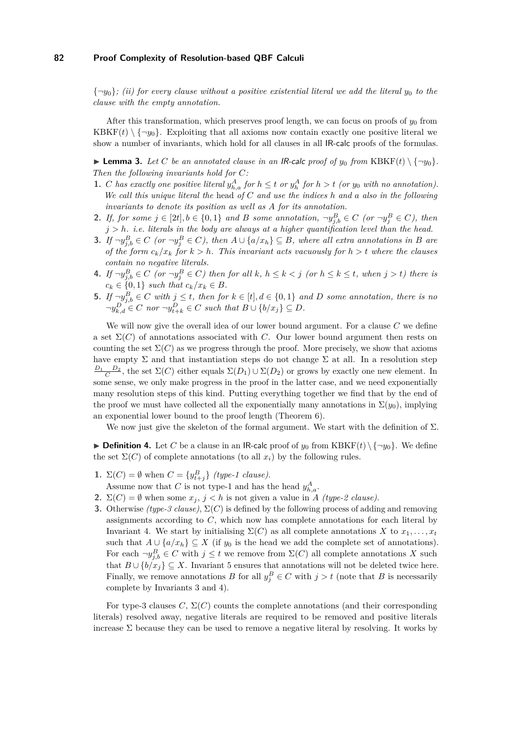$\{\neg y_0\}$*; (ii) for every clause without a positive existential literal we add the literal* $y_0$ *to the clause with the empty annotation.*

After this transformation, which preserves proof length, we can focus on proofs of $y_0$ from $\text{KBKF}(t) \setminus \{\neg y_0\}$. Exploiting that all axioms now contain exactly one positive literal we show a number of invariants, which hold for all clauses in all IR-calc proofs of the formulas.

▶ **Lemma 3.** *Let $C$ be an annotated clause in an IR-calc proof of $y_0$ from $\text{KBKF}(t) \setminus \{\neg y_0\}$. Then the following invariants hold for $C$:*

1. *$C$ has exactly one positive literal $y^A_{h,a}$ for $h \leq t$ or $y^A_h$ for $h > t$ (or $y_0$ with no annotation). We call this unique literal the* head *of $C$ and use the indices $h$ and $a$ also in the following invariants to denote its position as well as $A$ for its annotation.*
2. *If, for some $j \in [2t], b \in \{0,1\}$ and $B$ some annotation, $\neg y^B_{j,b} \in C$ (or $\neg y^B_j \in C$), then $j > h$. i.e. literals in the body are always at a higher quantification level than the head.*
3. *If $\neg y^B_{j,b} \in C$ (or $\neg y^B_j \in C$), then $A \cup \{a/x_h\} \subseteq B$, where all extra annotations in $B$ are of the form $c_k/x_k$ for $k > h$. This invariant acts vacuously for $h > t$ where the clauses contain no negative literals.*
4. *If $\neg y^B_{j,b} \in C$ (or $\neg y^B_j \in C$) then for all $k$, $h \leq k < j$ (or $h \leq k \leq t$, when $j > t$) there is $c_k \in \{0,1\}$ such that $c_k/x_k \in B$.*
5. *If $\neg y^B_{j,b} \in C$ with $j \leq t$, then for $k \in [t], d \in \{0,1\}$ and $D$ some annotation, there is no $\neg y^D_{k,d} \in C$ nor $\neg y^D_{t+k} \in C$ such that $B \cup \{b/x_j\} \subseteq D$.*

We will now give the overall idea of our lower bound argument. For a clause $C$ we define a set $\Sigma(C)$ of annotations associated with $C$. Our lower bound argument then rests on counting the set $\Sigma(C)$ as we progress through the proof. More precisely, we show that axioms have empty $\Sigma$ and that instantiation steps do not change $\Sigma$ at all. In a resolution step $\frac{D_1 \quad D_2}{C}$, the set $\Sigma(C)$ either equals $\Sigma(D_1) \cup \Sigma(D_2)$ or grows by exactly one new element. In some sense, we only make progress in the proof in the latter case, and we need exponentially many resolution steps of this kind. Putting everything together we find that by the end of the proof we must have collected all the exponentially many annotations in $\Sigma(y_0)$, implying an exponential lower bound to the proof length (Theorem 6).

We now just give the skeleton of the formal argument. We start with the definition of $\Sigma$.

▶ **Definition 4.** Let $C$ be a clause in an IR-calc proof of $y_0$ from $\text{KBKF}(t) \setminus \{\neg y_0\}$. We define the set $\Sigma(C)$ of complete annotations (to all $x_i$) by the following rules.

1. $\Sigma(C) = \emptyset$ when $C = \{y^B_{t+j}\}$ *(type-1 clause).*
   Assume now that $C$ is not type-1 and has the head $y^A_{h,a}$.
2. $\Sigma(C) = \emptyset$ when some $x_j$, $j < h$ is not given a value in $A$ *(type-2 clause).*
3. Otherwise *(type-3 clause)*, $\Sigma(C)$ is defined by the following process of adding and removing assignments according to $C$, which now has complete annotations for each literal by Invariant 4. We start by initialising $\Sigma(C)$ as all complete annotations $X$ to $x_1, \ldots, x_t$ such that $A \cup \{a/x_h\} \subseteq X$ (if $y_0$ is the head we add the complete set of annotations). For each $\neg y^B_{j,b} \in C$ with $j \leq t$ we remove from $\Sigma(C)$ all complete annotations $X$ such that $B \cup \{b/x_j\} \subseteq X$. Invariant 5 ensures that annotations will not be deleted twice here. Finally, we remove annotations $B$ for all $y^B_j \in C$ with $j > t$ (note that $B$ is necessarily complete by Invariants 3 and 4).

For type-3 clauses $C$, $\Sigma(C)$ counts the complete annotations (and their corresponding literals) resolved away, negative literals are required to be removed and positive literals increase $\Sigma$ because they can be used to remove a negative literal by resolving. It works by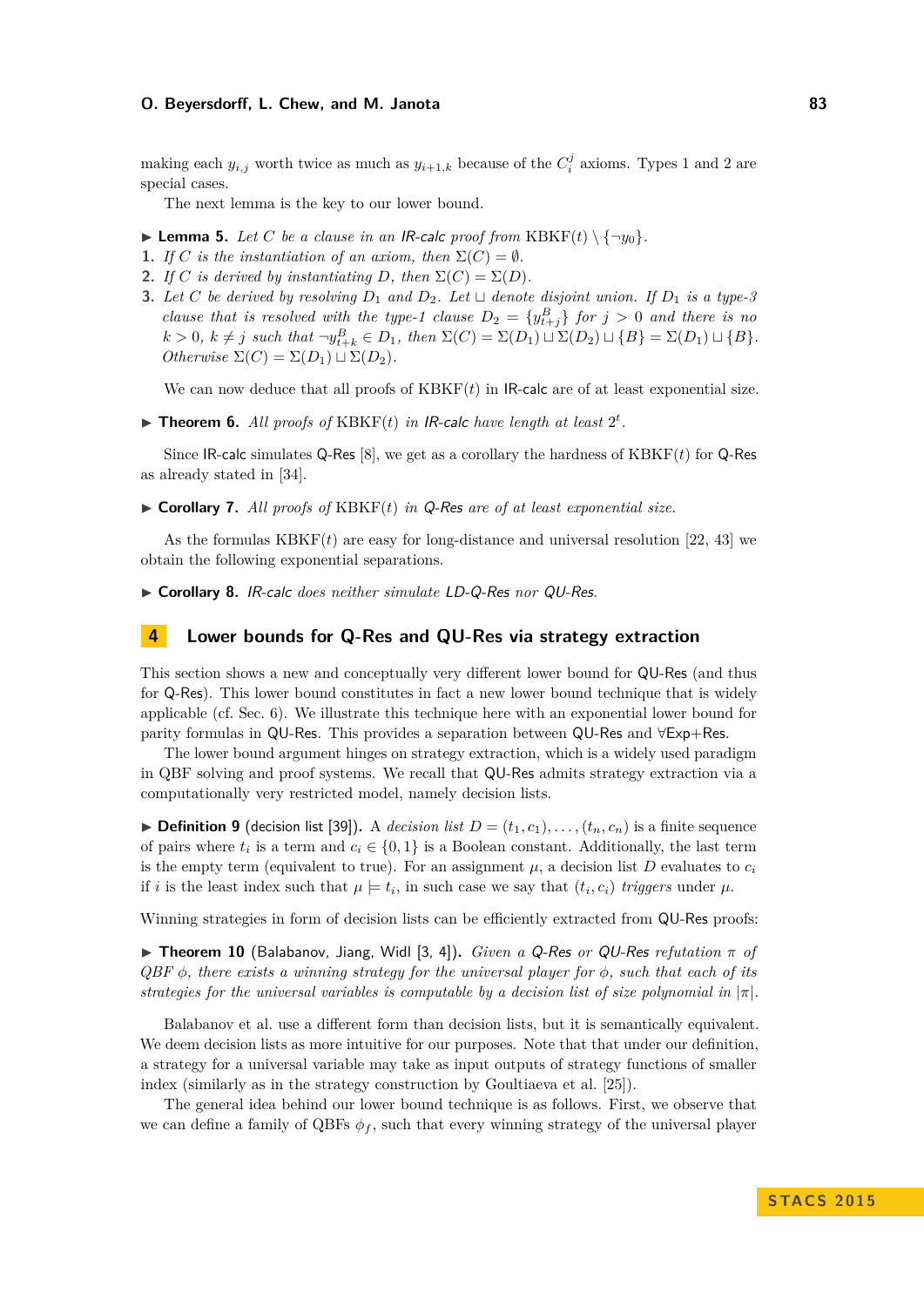making each $y_{i,j}$ worth twice as much as $y_{i+1,k}$ because of the $C_i^j$ axioms. Types 1 and 2 are special cases.

The next lemma is the key to our lower bound.

▶ **Lemma 5.** *Let $C$ be a clause in an* IR-calc *proof from* $\mathrm{KBKF}(t) \setminus \{\neg y_0\}$.

1. *If $C$ is the instantiation of an axiom, then $\Sigma(C) = \emptyset$.*
2. *If $C$ is derived by instantiating $D$, then $\Sigma(C) = \Sigma(D)$.*
3. *Let $C$ be derived by resolving $D_1$ and $D_2$. Let $\sqcup$ denote disjoint union. If $D_1$ is a type-3 clause that is resolved with the type-1 clause $D_2 = \{y_{t+j}^B\}$ for $j > 0$ and there is no $k > 0$, $k \neq j$ such that $\neg y_{t+k}^B \in D_1$, then $\Sigma(C) = \Sigma(D_1) \sqcup \Sigma(D_2) \sqcup \{B\} = \Sigma(D_1) \sqcup \{B\}$. Otherwise $\Sigma(C) = \Sigma(D_1) \sqcup \Sigma(D_2)$.*

We can now deduce that all proofs of $\mathrm{KBKF}(t)$ in IR-calc are of at least exponential size.

▶ **Theorem 6.** *All proofs of* $\mathrm{KBKF}(t)$ *in* IR-calc *have length at least* $2^t$.

Since IR-calc simulates Q-Res [8], we get as a corollary the hardness of $\mathrm{KBKF}(t)$ for Q-Res as already stated in [34].

▶ **Corollary 7.** *All proofs of* $\mathrm{KBKF}(t)$ *in* Q-Res *are of at least exponential size.*

As the formulas $\mathrm{KBKF}(t)$ are easy for long-distance and universal resolution [22, 43] we obtain the following exponential separations.

▶ **Corollary 8.** IR-calc *does neither simulate* LD-Q-Res *nor* QU-Res.

## 4 Lower bounds for Q-Res and QU-Res via strategy extraction

This section shows a new and conceptually very different lower bound for QU-Res (and thus for Q-Res). This lower bound constitutes in fact a new lower bound technique that is widely applicable (cf. Sec. 6). We illustrate this technique here with an exponential lower bound for parity formulas in QU-Res. This provides a separation between QU-Res and ∀Exp+Res.

The lower bound argument hinges on strategy extraction, which is a widely used paradigm in QBF solving and proof systems. We recall that QU-Res admits strategy extraction via a computationally very restricted model, namely decision lists.

▶ **Definition 9** (decision list [39]). A *decision list* $D = (t_1, c_1), \ldots, (t_n, c_n)$ is a finite sequence of pairs where $t_i$ is a term and $c_i \in \{0, 1\}$ is a Boolean constant. Additionally, the last term is the empty term (equivalent to true). For an assignment $\mu$, a decision list $D$ evaluates to $c_i$ if $i$ is the least index such that $\mu \models t_i$, in such case we say that $(t_i, c_i)$ *triggers* under $\mu$.

Winning strategies in form of decision lists can be efficiently extracted from QU-Res proofs:

▶ **Theorem 10** (Balabanov, Jiang, Widl [3, 4]). *Given a* Q-Res *or* QU-Res *refutation $\pi$ of QBF $\phi$, there exists a winning strategy for the universal player for $\phi$, such that each of its strategies for the universal variables is computable by a decision list of size polynomial in $|\pi|$.*

Balabanov et al. use a different form than decision lists, but it is semantically equivalent. We deem decision lists as more intuitive for our purposes. Note that that under our definition, a strategy for a universal variable may take as input outputs of strategy functions of smaller index (similarly as in the strategy construction by Goultiaeva et al. [25]).

The general idea behind our lower bound technique is as follows. First, we observe that we can define a family of QBFs $\phi_f$, such that every winning strategy of the universal player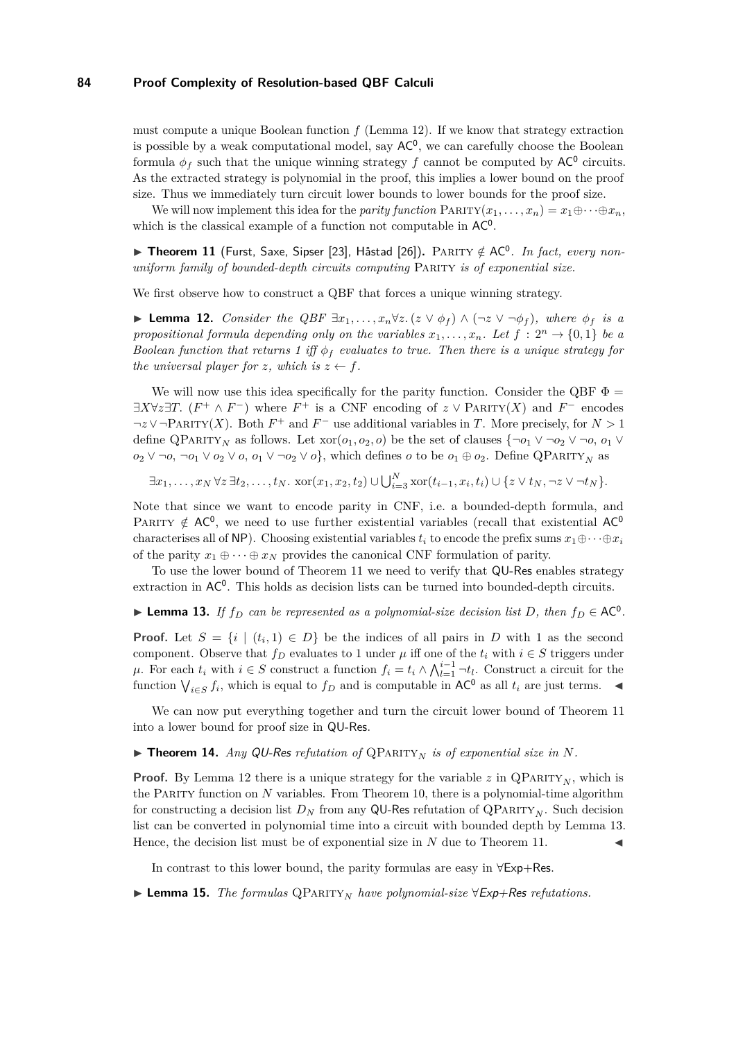must compute a unique Boolean function $f$ (Lemma 12). If we know that strategy extraction is possible by a weak computational model, say $\mathsf{AC}^0$, we can carefully choose the Boolean formula $\phi_f$ such that the unique winning strategy $f$ cannot be computed by $\mathsf{AC}^0$ circuits. As the extracted strategy is polynomial in the proof, this implies a lower bound on the proof size. Thus we immediately turn circuit lower bounds to lower bounds for the proof size.

We will now implement this idea for the *parity function* $\textsc{Parity}(x_1, \ldots, x_n) = x_1 \oplus \cdots \oplus x_n$, which is the classical example of a function not computable in $\mathsf{AC}^0$.

▶ **Theorem 11** (Furst, Saxe, Sipser [23], Håstad [26])**.** $\textsc{Parity} \notin \mathsf{AC}^0$*. In fact, every non-uniform family of bounded-depth circuits computing* Parity *is of exponential size.*

We first observe how to construct a QBF that forces a unique winning strategy.

▶ **Lemma 12.** *Consider the QBF* $\exists x_1, \ldots, x_n \forall z. (z \vee \phi_f) \wedge (\neg z \vee \neg \phi_f)$*, where* $\phi_f$ *is a propositional formula depending only on the variables* $x_1, \ldots, x_n$*. Let* $f : 2^n \to \{0, 1\}$ *be a Boolean function that returns 1 iff* $\phi_f$ *evaluates to true. Then there is a unique strategy for the universal player for* $z$*, which is* $z \leftarrow f$*.*

We will now use this idea specifically for the parity function. Consider the QBF $\Phi = \exists X \forall z \exists T. \ (F^+ \wedge F^-)$ where $F^+$ is a CNF encoding of $z \vee \textsc{Parity}(X)$ and $F^-$ encodes $\neg z \vee \neg \textsc{Parity}(X)$. Both $F^+$ and $F^-$ use additional variables in $T$. More precisely, for $N > 1$ define $\textsc{QParity}_N$ as follows. Let $\mathrm{xor}(o_1, o_2, o)$ be the set of clauses $\{\neg o_1 \vee \neg o_2 \vee \neg o, \ o_1 \vee o_2 \vee \neg o, \ \neg o_1 \vee o_2 \vee o, \ o_1 \vee \neg o_2 \vee o\}$, which defines $o$ to be $o_1 \oplus o_2$. Define $\textsc{QParity}_N$ as

$$\exists x_1, \ldots, x_N \, \forall z \, \exists t_2, \ldots, t_N. \ \mathrm{xor}(x_1, x_2, t_2) \cup \bigcup_{i=3}^{N} \mathrm{xor}(t_{i-1}, x_i, t_i) \cup \{z \vee t_N, \neg z \vee \neg t_N\}.$$

Note that since we want to encode parity in CNF, i.e. a bounded-depth formula, and $\textsc{Parity} \notin \mathsf{AC}^0$, we need to use further existential variables (recall that existential $\mathsf{AC}^0$ characterises all of $\mathsf{NP}$). Choosing existential variables $t_i$ to encode the prefix sums $x_1 \oplus \cdots \oplus x_i$ of the parity $x_1 \oplus \cdots \oplus x_N$ provides the canonical CNF formulation of parity.

To use the lower bound of Theorem 11 we need to verify that QU-Res enables strategy extraction in $\mathsf{AC}^0$. This holds as decision lists can be turned into bounded-depth circuits.

▶ **Lemma 13.** *If* $f_D$ *can be represented as a polynomial-size decision list* $D$*, then* $f_D \in \mathsf{AC}^0$*.*

**Proof.** Let $S = \{i \mid (t_i, 1) \in D\}$ be the indices of all pairs in $D$ with 1 as the second component. Observe that $f_D$ evaluates to 1 under $\mu$ iff one of the $t_i$ with $i \in S$ triggers under $\mu$. For each $t_i$ with $i \in S$ construct a function $f_i = t_i \wedge \bigwedge_{l=1}^{i-1} \neg t_l$. Construct a circuit for the function $\bigvee_{i \in S} f_i$, which is equal to $f_D$ and is computable in $\mathsf{AC}^0$ as all $t_i$ are just terms. ◀

We can now put everything together and turn the circuit lower bound of Theorem 11 into a lower bound for proof size in QU-Res.

▶ **Theorem 14.** *Any QU-Res refutation of* $\textsc{QParity}_N$ *is of exponential size in* $N$*.*

**Proof.** By Lemma 12 there is a unique strategy for the variable $z$ in $\textsc{QParity}_N$, which is the Parity function on $N$ variables. From Theorem 10, there is a polynomial-time algorithm for constructing a decision list $D_N$ from any QU-Res refutation of $\textsc{QParity}_N$. Such decision list can be converted in polynomial time into a circuit with bounded depth by Lemma 13. Hence, the decision list must be of exponential size in $N$ due to Theorem 11. ◀

In contrast to this lower bound, the parity formulas are easy in ∀Exp+Res.

▶ **Lemma 15.** *The formulas* $\textsc{QParity}_N$ *have polynomial-size* ∀*Exp+Res refutations.*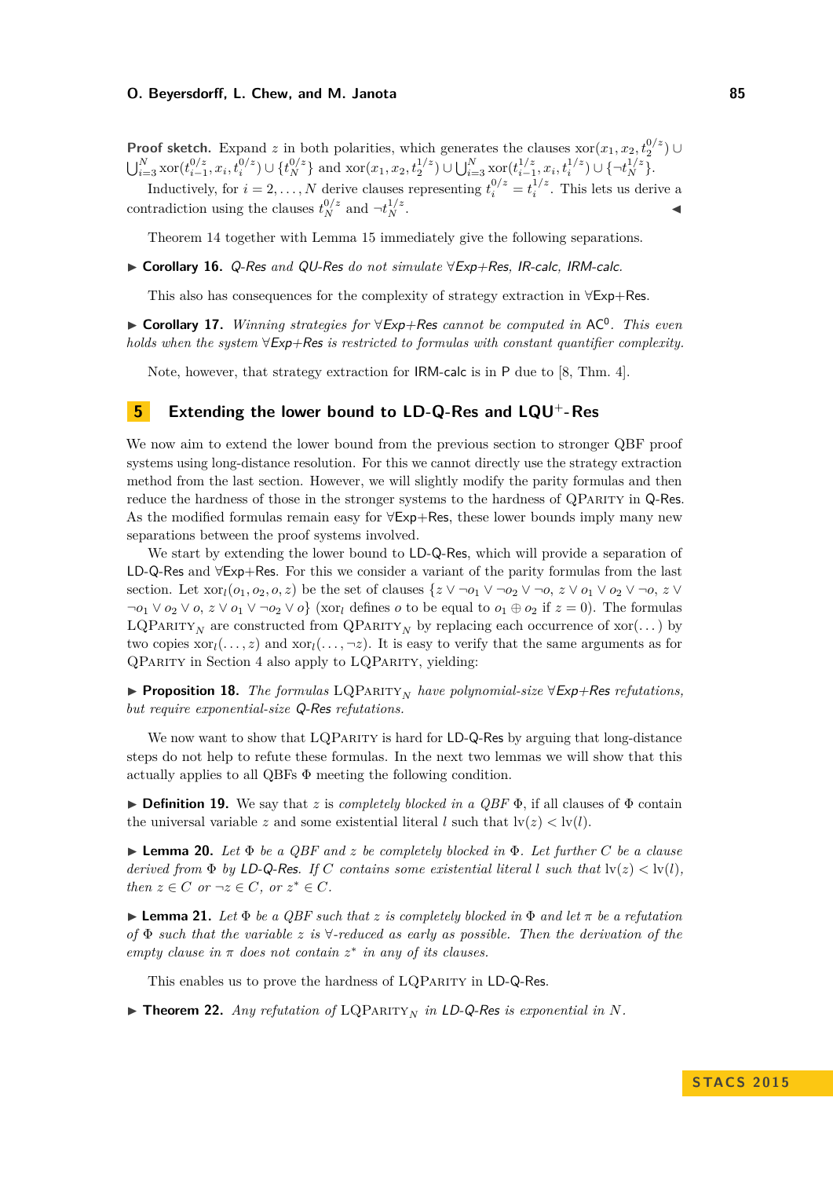**Proof sketch.** Expand $z$ in both polarities, which generates the clauses $\text{xor}(x_1, x_2, t_2^{0/z}) \cup \bigcup_{i=3}^{N} \text{xor}(t_{i-1}^{0/z}, x_i, t_i^{0/z}) \cup \{t_N^{0/z}\}$ and $\text{xor}(x_1, x_2, t_2^{1/z}) \cup \bigcup_{i=3}^{N} \text{xor}(t_{i-1}^{1/z}, x_i, t_i^{1/z}) \cup \{\neg t_N^{1/z}\}$.

Inductively, for $i = 2, \ldots, N$ derive clauses representing $t_i^{0/z} = t_i^{1/z}$. This lets us derive a contradiction using the clauses $t_N^{0/z}$ and $\neg t_N^{1/z}$. ◀

Theorem 14 together with Lemma 15 immediately give the following separations.

▶ **Corollary 16.** *Q-Res and QU-Res do not simulate ∀Exp+Res, IR-calc, IRM-calc.*

This also has consequences for the complexity of strategy extraction in ∀Exp+Res.

▶ **Corollary 17.** *Winning strategies for ∀Exp+Res cannot be computed in* $\mathsf{AC}^0$*. This even holds when the system ∀Exp+Res is restricted to formulas with constant quantifier complexity.*

Note, however, that strategy extraction for IRM-calc is in P due to [8, Thm. 4].

## 5 Extending the lower bound to LD-Q-Res and LQU$^+$-Res

We now aim to extend the lower bound from the previous section to stronger QBF proof systems using long-distance resolution. For this we cannot directly use the strategy extraction method from the last section. However, we will slightly modify the parity formulas and then reduce the hardness of those in the stronger systems to the hardness of QParity in Q-Res. As the modified formulas remain easy for ∀Exp+Res, these lower bounds imply many new separations between the proof systems involved.

We start by extending the lower bound to LD-Q-Res, which will provide a separation of LD-Q-Res and ∀Exp+Res. For this we consider a variant of the parity formulas from the last section. Let $\text{xor}_l(o_1, o_2, o, z)$ be the set of clauses $\{z \vee \neg o_1 \vee \neg o_2 \vee \neg o,\ z \vee o_1 \vee o_2 \vee \neg o,\ z \vee \neg o_1 \vee o_2 \vee o,\ z \vee o_1 \vee \neg o_2 \vee o\}$ ($\text{xor}_l$ defines $o$ to be equal to $o_1 \oplus o_2$ if $z = 0$). The formulas $\text{LQParity}_N$ are constructed from $\text{QParity}_N$ by replacing each occurrence of $\text{xor}(\ldots)$ by two copies $\text{xor}_l(\ldots, z)$ and $\text{xor}_l(\ldots, \neg z)$. It is easy to verify that the same arguments as for QParity in Section 4 also apply to LQParity, yielding:

▶ **Proposition 18.** *The formulas* $\text{LQParity}_N$ *have polynomial-size ∀Exp+Res refutations, but require exponential-size Q-Res refutations.*

We now want to show that LQParity is hard for LD-Q-Res by arguing that long-distance steps do not help to refute these formulas. In the next two lemmas we will show that this actually applies to all QBFs $\Phi$ meeting the following condition.

▶ **Definition 19.** We say that $z$ is *completely blocked in a QBF* $\Phi$, if all clauses of $\Phi$ contain the universal variable $z$ and some existential literal $l$ such that $\text{lv}(z) < \text{lv}(l)$.

▶ **Lemma 20.** *Let $\Phi$ be a QBF and $z$ be completely blocked in $\Phi$. Let further $C$ be a clause derived from $\Phi$ by LD-Q-Res. If $C$ contains some existential literal $l$ such that $\text{lv}(z) < \text{lv}(l)$, then $z \in C$ or $\neg z \in C$, or $z^* \in C$.*

▶ **Lemma 21.** *Let $\Phi$ be a QBF such that $z$ is completely blocked in $\Phi$ and let $\pi$ be a refutation of $\Phi$ such that the variable $z$ is ∀-reduced as early as possible. Then the derivation of the empty clause in $\pi$ does not contain $z^*$ in any of its clauses.*

This enables us to prove the hardness of LQParity in LD-Q-Res.

▶ **Theorem 22.** *Any refutation of* $\text{LQParity}_N$ *in LD-Q-Res is exponential in $N$.*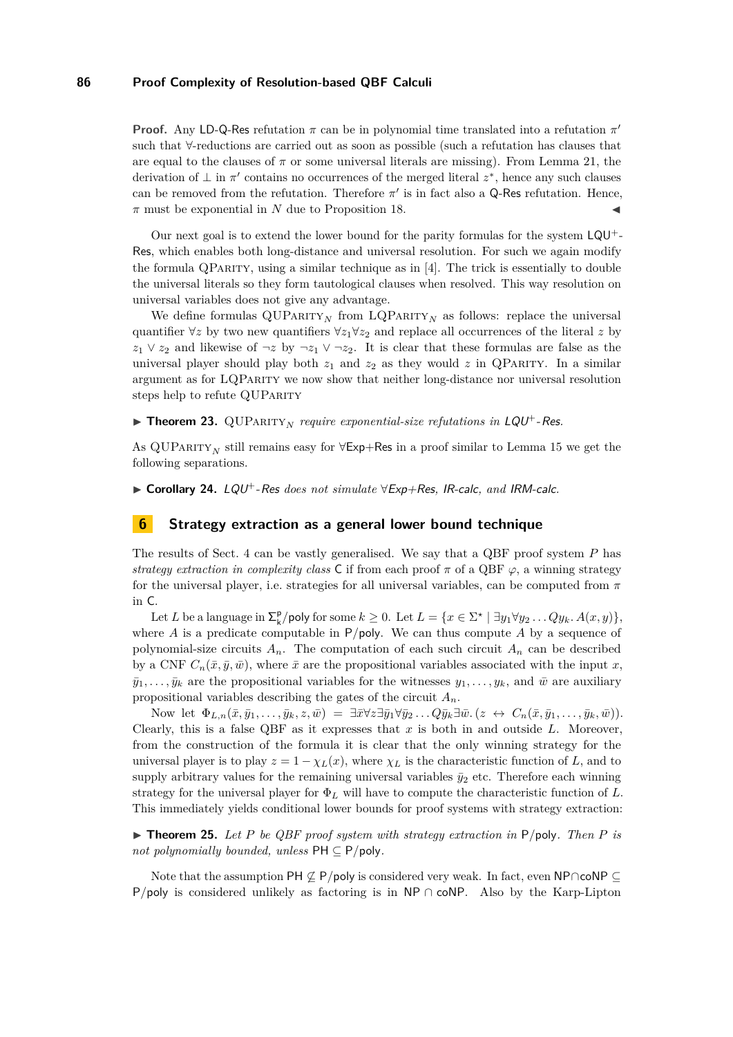**Proof.** Any LD-Q-Res refutation $\pi$ can be in polynomial time translated into a refutation $\pi'$ such that $\forall$-reductions are carried out as soon as possible (such a refutation has clauses that are equal to the clauses of $\pi$ or some universal literals are missing). From Lemma 21, the derivation of $\bot$ in $\pi'$ contains no occurrences of the merged literal $z^*$, hence any such clauses can be removed from the refutation. Therefore $\pi'$ is in fact also a Q-Res refutation. Hence, $\pi$ must be exponential in $N$ due to Proposition 18. ◀

Our next goal is to extend the lower bound for the parity formulas for the system LQU$^+$-Res, which enables both long-distance and universal resolution. For such we again modify the formula QParity, using a similar technique as in [4]. The trick is essentially to double the universal literals so they form tautological clauses when resolved. This way resolution on universal variables does not give any advantage.

We define formulas QUParity$_N$ from LQParity$_N$ as follows: replace the universal quantifier $\forall z$ by two new quantifiers $\forall z_1 \forall z_2$ and replace all occurrences of the literal $z$ by $z_1 \vee z_2$ and likewise of $\neg z$ by $\neg z_1 \vee \neg z_2$. It is clear that these formulas are false as the universal player should play both $z_1$ and $z_2$ as they would $z$ in QParity. In a similar argument as for LQParity we now show that neither long-distance nor universal resolution steps help to refute QUParity

▶ **Theorem 23.** QUParity$_N$ *require exponential-size refutations in LQU$^+$-Res.*

As QUParity$_N$ still remains easy for $\forall$Exp+Res in a proof similar to Lemma 15 we get the following separations.

▶ **Corollary 24.** *LQU$^+$-Res does not simulate $\forall$Exp+Res, IR-calc, and IRM-calc.*

## 6 Strategy extraction as a general lower bound technique

The results of Sect. 4 can be vastly generalised. We say that a QBF proof system $P$ has *strategy extraction in complexity class* C if from each proof $\pi$ of a QBF $\varphi$, a winning strategy for the universal player, i.e. strategies for all universal variables, can be computed from $\pi$ in C.

Let $L$ be a language in $\Sigma^{\mathsf{p}}_k/\mathsf{poly}$ for some $k \geq 0$. Let $L = \{x \in \Sigma^\star \mid \exists y_1 \forall y_2 \ldots Q y_k . \, A(x, y)\}$, where $A$ is a predicate computable in P/poly. We can thus compute $A$ by a sequence of polynomial-size circuits $A_n$. The computation of each such circuit $A_n$ can be described by a CNF $C_n(\bar{x}, \bar{y}, \bar{w})$, where $\bar{x}$ are the propositional variables associated with the input $x$, $\bar{y}_1, \ldots, \bar{y}_k$ are the propositional variables for the witnesses $y_1, \ldots, y_k$, and $\bar{w}$ are auxiliary propositional variables describing the gates of the circuit $A_n$.

Now let $\Phi_{L,n}(\bar{x}, \bar{y}_1, \ldots, \bar{y}_k, z, \bar{w}) = \exists \bar{x} \forall z \exists \bar{y}_1 \forall \bar{y}_2 \ldots Q \bar{y}_k \exists \bar{w}. \, (z \leftrightarrow C_n(\bar{x}, \bar{y}_1, \ldots, \bar{y}_k, \bar{w}))$. Clearly, this is a false QBF as it expresses that $x$ is both in and outside $L$. Moreover, from the construction of the formula it is clear that the only winning strategy for the universal player is to play $z = 1 - \chi_L(x)$, where $\chi_L$ is the characteristic function of $L$, and to supply arbitrary values for the remaining universal variables $\bar{y}_2$ etc. Therefore each winning strategy for the universal player for $\Phi_L$ will have to compute the characteristic function of $L$. This immediately yields conditional lower bounds for proof systems with strategy extraction:

▶ **Theorem 25.** *Let $P$ be QBF proof system with strategy extraction in* P/poly*. Then $P$ is not polynomially bounded, unless* PH $\subseteq$ P/poly*.*

Note that the assumption PH $\not\subseteq$ P/poly is considered very weak. In fact, even NP$\cap$coNP $\subseteq$ P/poly is considered unlikely as factoring is in NP $\cap$ coNP. Also by the Karp-Lipton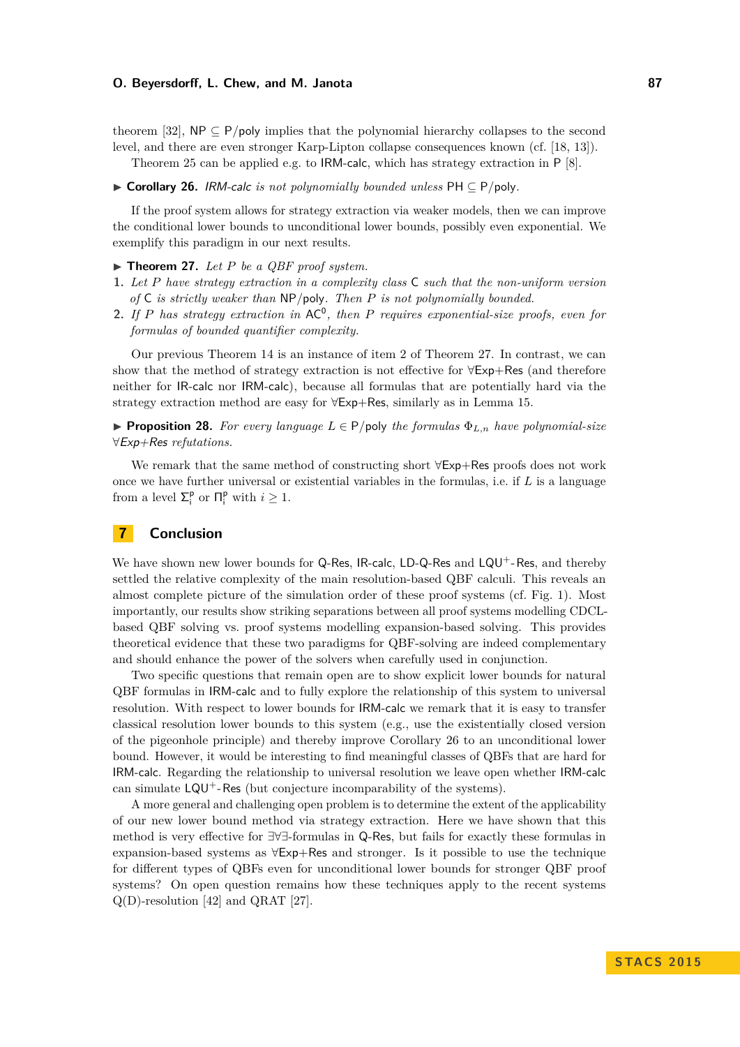theorem [32], NP $\subseteq$ P/poly implies that the polynomial hierarchy collapses to the second level, and there are even stronger Karp-Lipton collapse consequences known (cf. [18, 13]).

Theorem 25 can be applied e.g. to IRM-calc, which has strategy extraction in P [8].

▶ **Corollary 26.** *IRM-calc is not polynomially bounded unless* PH $\subseteq$ P/poly.

If the proof system allows for strategy extraction via weaker models, then we can improve the conditional lower bounds to unconditional lower bounds, possibly even exponential. We exemplify this paradigm in our next results.

▶ **Theorem 27.** *Let $P$ be a QBF proof system.*

1. *Let $P$ have strategy extraction in a complexity class* C *such that the non-uniform version of* C *is strictly weaker than* NP/poly*. Then $P$ is not polynomially bounded.*
2. *If $P$ has strategy extraction in* $\mathsf{AC}^0$*, then $P$ requires exponential-size proofs, even for formulas of bounded quantifier complexity.*

Our previous Theorem 14 is an instance of item 2 of Theorem 27. In contrast, we can show that the method of strategy extraction is not effective for ∀Exp+Res (and therefore neither for IR-calc nor IRM-calc), because all formulas that are potentially hard via the strategy extraction method are easy for ∀Exp+Res, similarly as in Lemma 15.

▶ **Proposition 28.** *For every language $L \in$ P/poly the formulas $\Phi_{L,n}$ have polynomial-size ∀Exp+Res refutations.*

We remark that the same method of constructing short ∀Exp+Res proofs does not work once we have further universal or existential variables in the formulas, i.e. if $L$ is a language from a level $\Sigma_i^{\mathsf{p}}$ or $\Pi_i^{\mathsf{p}}$ with $i \geq 1$.

## 7 Conclusion

We have shown new lower bounds for Q-Res, IR-calc, LD-Q-Res and LQU$^+$-Res, and thereby settled the relative complexity of the main resolution-based QBF calculi. This reveals an almost complete picture of the simulation order of these proof systems (cf. Fig. 1). Most importantly, our results show striking separations between all proof systems modelling CDCL-based QBF solving vs. proof systems modelling expansion-based solving. This provides theoretical evidence that these two paradigms for QBF-solving are indeed complementary and should enhance the power of the solvers when carefully used in conjunction.

Two specific questions that remain open are to show explicit lower bounds for natural QBF formulas in IRM-calc and to fully explore the relationship of this system to universal resolution. With respect to lower bounds for IRM-calc we remark that it is easy to transfer classical resolution lower bounds to this system (e.g., use the existentially closed version of the pigeonhole principle) and thereby improve Corollary 26 to an unconditional lower bound. However, it would be interesting to find meaningful classes of QBFs that are hard for IRM-calc. Regarding the relationship to universal resolution we leave open whether IRM-calc can simulate LQU$^+$-Res (but conjecture incomparability of the systems).

A more general and challenging open problem is to determine the extent of the applicability of our new lower bound method via strategy extraction. Here we have shown that this method is very effective for ∃∀∃-formulas in Q-Res, but fails for exactly these formulas in expansion-based systems as ∀Exp+Res and stronger. Is it possible to use the technique for different types of QBFs even for unconditional lower bounds for stronger QBF proof systems? On open question remains how these techniques apply to the recent systems Q(D)-resolution [42] and QRAT [27].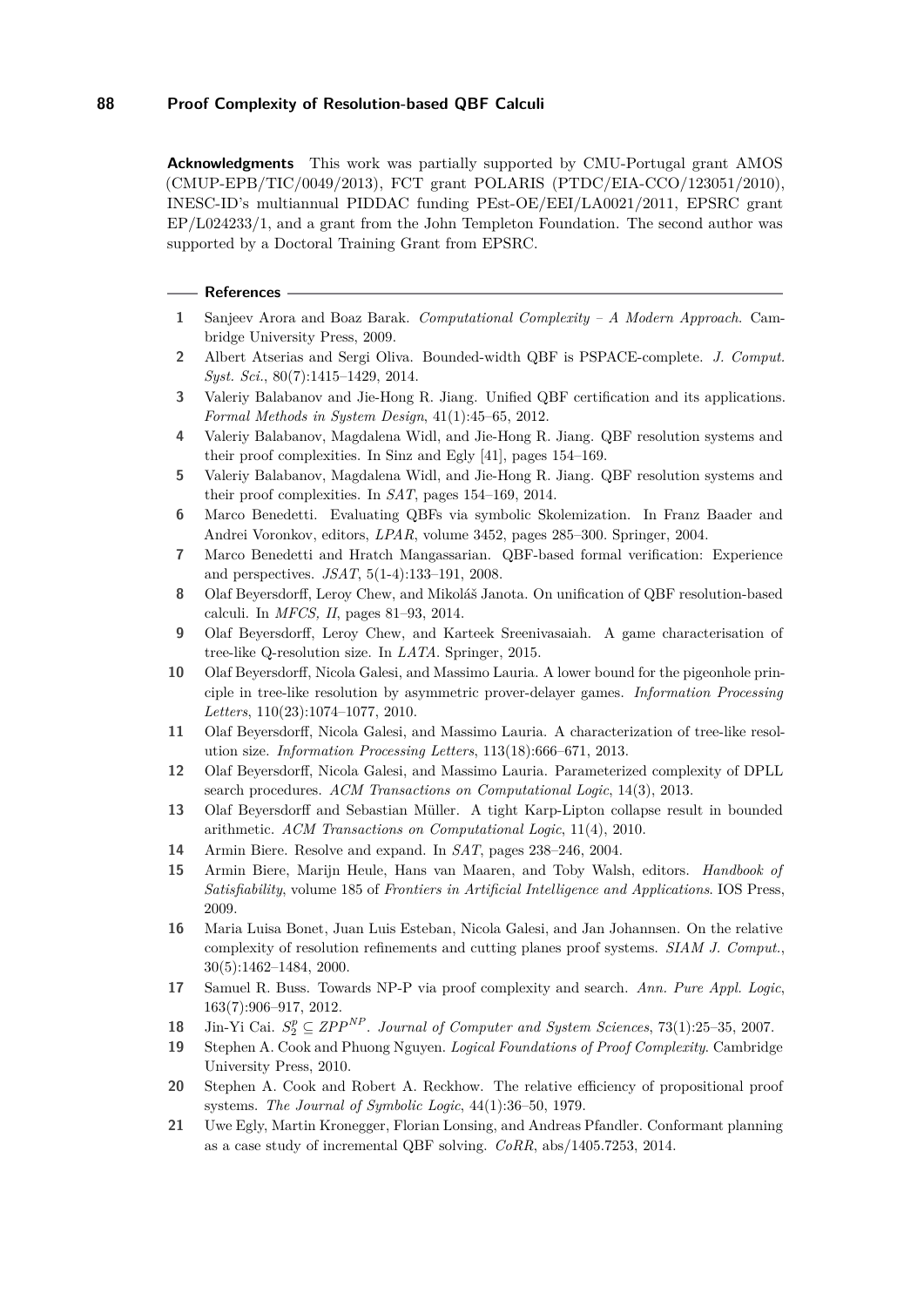**Acknowledgments** This work was partially supported by CMU-Portugal grant AMOS (CMUP-EPB/TIC/0049/2013), FCT grant POLARIS (PTDC/EIA-CCO/123051/2010), INESC-ID's multiannual PIDDAC funding PEst-OE/EEI/LA0021/2011, EPSRC grant EP/L024233/1, and a grant from the John Templeton Foundation. The second author was supported by a Doctoral Training Grant from EPSRC.

## References

1. Sanjeev Arora and Boaz Barak. *Computational Complexity – A Modern Approach*. Cambridge University Press, 2009.
2. Albert Atserias and Sergi Oliva. Bounded-width QBF is PSPACE-complete. *J. Comput. Syst. Sci.*, 80(7):1415–1429, 2014.
3. Valeriy Balabanov and Jie-Hong R. Jiang. Unified QBF certification and its applications. *Formal Methods in System Design*, 41(1):45–65, 2012.
4. Valeriy Balabanov, Magdalena Widl, and Jie-Hong R. Jiang. QBF resolution systems and their proof complexities. In Sinz and Egly [41], pages 154–169.
5. Valeriy Balabanov, Magdalena Widl, and Jie-Hong R. Jiang. QBF resolution systems and their proof complexities. In *SAT*, pages 154–169, 2014.
6. Marco Benedetti. Evaluating QBFs via symbolic Skolemization. In Franz Baader and Andrei Voronkov, editors, *LPAR*, volume 3452, pages 285–300. Springer, 2004.
7. Marco Benedetti and Hratch Mangassarian. QBF-based formal verification: Experience and perspectives. *JSAT*, 5(1-4):133–191, 2008.
8. Olaf Beyersdorff, Leroy Chew, and Mikoláš Janota. On unification of QBF resolution-based calculi. In *MFCS, II*, pages 81–93, 2014.
9. Olaf Beyersdorff, Leroy Chew, and Karteek Sreenivasaiah. A game characterisation of tree-like Q-resolution size. In *LATA*. Springer, 2015.
10. Olaf Beyersdorff, Nicola Galesi, and Massimo Lauria. A lower bound for the pigeonhole principle in tree-like resolution by asymmetric prover-delayer games. *Information Processing Letters*, 110(23):1074–1077, 2010.
11. Olaf Beyersdorff, Nicola Galesi, and Massimo Lauria. A characterization of tree-like resolution size. *Information Processing Letters*, 113(18):666–671, 2013.
12. Olaf Beyersdorff, Nicola Galesi, and Massimo Lauria. Parameterized complexity of DPLL search procedures. *ACM Transactions on Computational Logic*, 14(3), 2013.
13. Olaf Beyersdorff and Sebastian Müller. A tight Karp-Lipton collapse result in bounded arithmetic. *ACM Transactions on Computational Logic*, 11(4), 2010.
14. Armin Biere. Resolve and expand. In *SAT*, pages 238–246, 2004.
15. Armin Biere, Marijn Heule, Hans van Maaren, and Toby Walsh, editors. *Handbook of Satisfiability*, volume 185 of *Frontiers in Artificial Intelligence and Applications*. IOS Press, 2009.
16. Maria Luisa Bonet, Juan Luis Esteban, Nicola Galesi, and Jan Johannsen. On the relative complexity of resolution refinements and cutting planes proof systems. *SIAM J. Comput.*, 30(5):1462–1484, 2000.
17. Samuel R. Buss. Towards NP-P via proof complexity and search. *Ann. Pure Appl. Logic*, 163(7):906–917, 2012.
18. Jin-Yi Cai. $S_2^p \subseteq ZPP^{NP}$. *Journal of Computer and System Sciences*, 73(1):25–35, 2007.
19. Stephen A. Cook and Phuong Nguyen. *Logical Foundations of Proof Complexity*. Cambridge University Press, 2010.
20. Stephen A. Cook and Robert A. Reckhow. The relative efficiency of propositional proof systems. *The Journal of Symbolic Logic*, 44(1):36–50, 1979.
21. Uwe Egly, Martin Kronegger, Florian Lonsing, and Andreas Pfandler. Conformant planning as a case study of incremental QBF solving. *CoRR*, abs/1405.7253, 2014.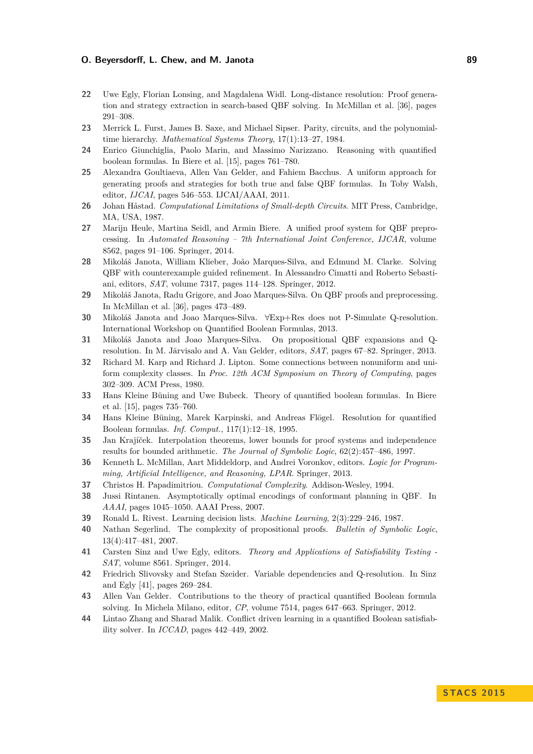22 Uwe Egly, Florian Lonsing, and Magdalena Widl. Long-distance resolution: Proof generation and strategy extraction in search-based QBF solving. In McMillan et al. [36], pages 291–308.

23 Merrick L. Furst, James B. Saxe, and Michael Sipser. Parity, circuits, and the polynomial-time hierarchy. *Mathematical Systems Theory*, 17(1):13–27, 1984.

24 Enrico Giunchiglia, Paolo Marin, and Massimo Narizzano. Reasoning with quantified boolean formulas. In Biere et al. [15], pages 761–780.

25 Alexandra Goultiaeva, Allen Van Gelder, and Fahiem Bacchus. A uniform approach for generating proofs and strategies for both true and false QBF formulas. In Toby Walsh, editor, *IJCAI*, pages 546–553. IJCAI/AAAI, 2011.

26 Johan Håstad. *Computational Limitations of Small-depth Circuits*. MIT Press, Cambridge, MA, USA, 1987.

27 Marijn Heule, Martina Seidl, and Armin Biere. A unified proof system for QBF preprocessing. In *Automated Reasoning – 7th International Joint Conference, IJCAR*, volume 8562, pages 91–106. Springer, 2014.

28 Mikoláš Janota, William Klieber, João Marques-Silva, and Edmund M. Clarke. Solving QBF with counterexample guided refinement. In Alessandro Cimatti and Roberto Sebastiani, editors, *SAT*, volume 7317, pages 114–128. Springer, 2012.

29 Mikoláš Janota, Radu Grigore, and Joao Marques-Silva. On QBF proofs and preprocessing. In McMillan et al. [36], pages 473–489.

30 Mikoláš Janota and Joao Marques-Silva. ∀Exp+Res does not P-Simulate Q-resolution. International Workshop on Quantified Boolean Formulas, 2013.

31 Mikoláš Janota and Joao Marques-Silva. On propositional QBF expansions and Q-resolution. In M. Järvisalo and A. Van Gelder, editors, *SAT*, pages 67–82. Springer, 2013.

32 Richard M. Karp and Richard J. Lipton. Some connections between nonuniform and uniform complexity classes. In *Proc. 12th ACM Symposium on Theory of Computing*, pages 302–309. ACM Press, 1980.

33 Hans Kleine Büning and Uwe Bubeck. Theory of quantified boolean formulas. In Biere et al. [15], pages 735–760.

34 Hans Kleine Büning, Marek Karpinski, and Andreas Flögel. Resolution for quantified Boolean formulas. *Inf. Comput.*, 117(1):12–18, 1995.

35 Jan Krajíček. Interpolation theorems, lower bounds for proof systems and independence results for bounded arithmetic. *The Journal of Symbolic Logic*, 62(2):457–486, 1997.

36 Kenneth L. McMillan, Aart Middeldorp, and Andrei Voronkov, editors. *Logic for Programming, Artificial Intelligence, and Reasoning, LPAR*. Springer, 2013.

37 Christos H. Papadimitriou. *Computational Complexity*. Addison-Wesley, 1994.

38 Jussi Rintanen. Asymptotically optimal encodings of conformant planning in QBF. In *AAAI*, pages 1045–1050. AAAI Press, 2007.

39 Ronald L. Rivest. Learning decision lists. *Machine Learning*, 2(3):229–246, 1987.

40 Nathan Segerlind. The complexity of propositional proofs. *Bulletin of Symbolic Logic*, 13(4):417–481, 2007.

41 Carsten Sinz and Uwe Egly, editors. *Theory and Applications of Satisfiability Testing - SAT*, volume 8561. Springer, 2014.

42 Friedrich Slivovsky and Stefan Szeider. Variable dependencies and Q-resolution. In Sinz and Egly [41], pages 269–284.

43 Allen Van Gelder. Contributions to the theory of practical quantified Boolean formula solving. In Michela Milano, editor, *CP*, volume 7514, pages 647–663. Springer, 2012.

44 Lintao Zhang and Sharad Malik. Conflict driven learning in a quantified Boolean satisfiability solver. In *ICCAD*, pages 442–449, 2002.